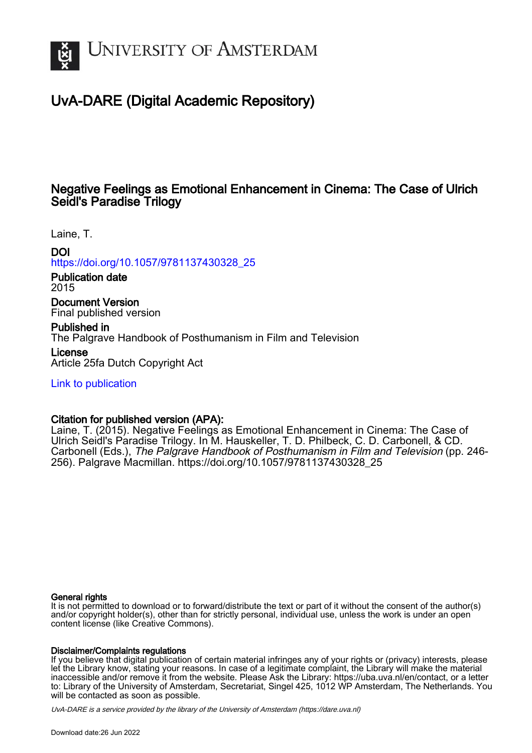UNIVERSITY OF AMSTERDAM

# UvA-DARE (Digital Academic Repository)

## Negative Feelings as Emotional Enhancement in Cinema: The Case of Ulrich Seidl's Paradise Trilogy

Laine, T.

**DOI**
https://doi.org/10.1057/9781137430328_25

**Publication date**
2015

**Document Version**
Final published version

**Published in**
The Palgrave Handbook of Posthumanism in Film and Television

**License**
Article 25fa Dutch Copyright Act

Link to publication

**Citation for published version (APA):**
Laine, T. (2015). Negative Feelings as Emotional Enhancement in Cinema: The Case of Ulrich Seidl's Paradise Trilogy. In M. Hauskeller, T. D. Philbeck, C. D. Carbonell, & CD. Carbonell (Eds.), *The Palgrave Handbook of Posthumanism in Film and Television* (pp. 246-256). Palgrave Macmillan. https://doi.org/10.1057/9781137430328_25

**General rights**
It is not permitted to download or to forward/distribute the text or part of it without the consent of the author(s) and/or copyright holder(s), other than for strictly personal, individual use, unless the work is under an open content license (like Creative Commons).

**Disclaimer/Complaints regulations**
If you believe that digital publication of certain material infringes any of your rights or (privacy) interests, please let the Library know, stating your reasons. In case of a legitimate complaint, the Library will make the material inaccessible and/or remove it from the website. Please Ask the Library: https://uba.uva.nl/en/contact, or a letter to: Library of the University of Amsterdam, Secretariat, Singel 425, 1012 WP Amsterdam, The Netherlands. You will be contacted as soon as possible.

*UvA-DARE is a service provided by the library of the University of Amsterdam (https://dare.uva.nl)*

Download date:26 Jun 2022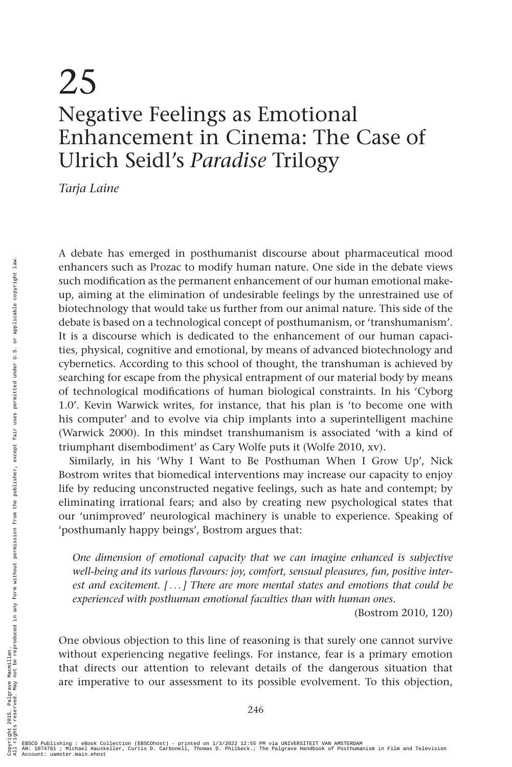# 25

# Negative Feelings as Emotional Enhancement in Cinema: The Case of Ulrich Seidl's *Paradise* Trilogy

*Tarja Laine*

A debate has emerged in posthumanist discourse about pharmaceutical mood enhancers such as Prozac to modify human nature. One side in the debate views such modification as the permanent enhancement of our human emotional make-up, aiming at the elimination of undesirable feelings by the unrestrained use of biotechnology that would take us further from our animal nature. This side of the debate is based on a technological concept of posthumanism, or 'transhumanism'. It is a discourse which is dedicated to the enhancement of our human capacities, physical, cognitive and emotional, by means of advanced biotechnology and cybernetics. According to this school of thought, the transhuman is achieved by searching for escape from the physical entrapment of our material body by means of technological modifications of human biological constraints. In his 'Cyborg 1.0'. Kevin Warwick writes, for instance, that his plan is 'to become one with his computer' and to evolve via chip implants into a superintelligent machine (Warwick 2000). In this mindset transhumanism is associated 'with a kind of triumphant disembodiment' as Cary Wolfe puts it (Wolfe 2010, xv).

Similarly, in his 'Why I Want to Be Posthuman When I Grow Up', Nick Bostrom writes that biomedical interventions may increase our capacity to enjoy life by reducing unconstructed negative feelings, such as hate and contempt; by eliminating irrational fears; and also by creating new psychological states that our 'unimproved' neurological machinery is unable to experience. Speaking of 'posthumanly happy beings', Bostrom argues that:

> *One dimension of emotional capacity that we can imagine enhanced is subjective well-being and its various flavours: joy, comfort, sensual pleasures, fun, positive interest and excitement. [...] There are more mental states and emotions that could be experienced with posthuman emotional faculties than with human ones.*
>
> (Bostrom 2010, 120)

One obvious objection to this line of reasoning is that surely one cannot survive without experiencing negative feelings. For instance, fear is a primary emotion that directs our attention to relevant details of the dangerous situation that are imperative to our assessment to its possible evolvement. To this objection,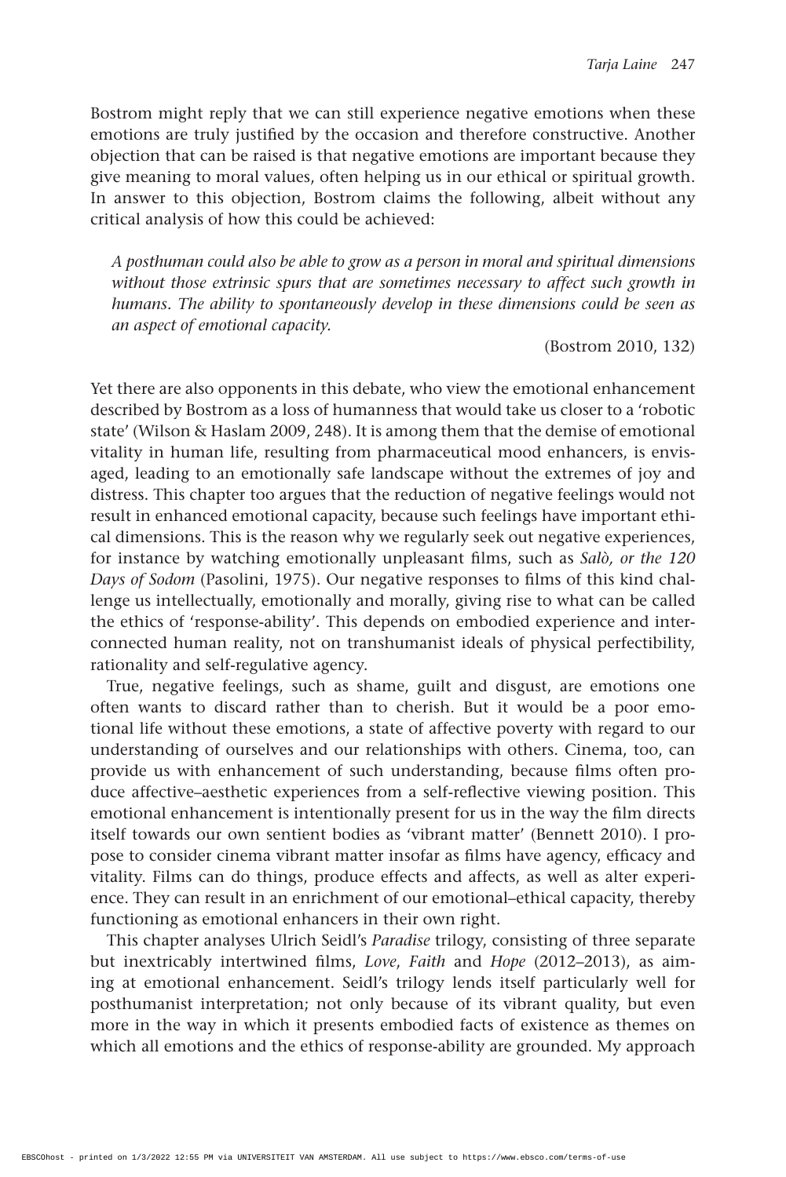Bostrom might reply that we can still experience negative emotions when these emotions are truly justified by the occasion and therefore constructive. Another objection that can be raised is that negative emotions are important because they give meaning to moral values, often helping us in our ethical or spiritual growth. In answer to this objection, Bostrom claims the following, albeit without any critical analysis of how this could be achieved:

> *A posthuman could also be able to grow as a person in moral and spiritual dimensions without those extrinsic spurs that are sometimes necessary to affect such growth in humans. The ability to spontaneously develop in these dimensions could be seen as an aspect of emotional capacity.*
>
> (Bostrom 2010, 132)

Yet there are also opponents in this debate, who view the emotional enhancement described by Bostrom as a loss of humanness that would take us closer to a 'robotic state' (Wilson & Haslam 2009, 248). It is among them that the demise of emotional vitality in human life, resulting from pharmaceutical mood enhancers, is envisaged, leading to an emotionally safe landscape without the extremes of joy and distress. This chapter too argues that the reduction of negative feelings would not result in enhanced emotional capacity, because such feelings have important ethical dimensions. This is the reason why we regularly seek out negative experiences, for instance by watching emotionally unpleasant films, such as *Salò, or the 120 Days of Sodom* (Pasolini, 1975). Our negative responses to films of this kind challenge us intellectually, emotionally and morally, giving rise to what can be called the ethics of 'response-ability'. This depends on embodied experience and interconnected human reality, not on transhumanist ideals of physical perfectibility, rationality and self-regulative agency.

True, negative feelings, such as shame, guilt and disgust, are emotions one often wants to discard rather than to cherish. But it would be a poor emotional life without these emotions, a state of affective poverty with regard to our understanding of ourselves and our relationships with others. Cinema, too, can provide us with enhancement of such understanding, because films often produce affective–aesthetic experiences from a self-reflective viewing position. This emotional enhancement is intentionally present for us in the way the film directs itself towards our own sentient bodies as 'vibrant matter' (Bennett 2010). I propose to consider cinema vibrant matter insofar as films have agency, efficacy and vitality. Films can do things, produce effects and affects, as well as alter experience. They can result in an enrichment of our emotional–ethical capacity, thereby functioning as emotional enhancers in their own right.

This chapter analyses Ulrich Seidl's *Paradise* trilogy, consisting of three separate but inextricably intertwined films, *Love*, *Faith* and *Hope* (2012–2013), as aiming at emotional enhancement. Seidl's trilogy lends itself particularly well for posthumanist interpretation; not only because of its vibrant quality, but even more in the way in which it presents embodied facts of existence as themes on which all emotions and the ethics of response-ability are grounded. My approach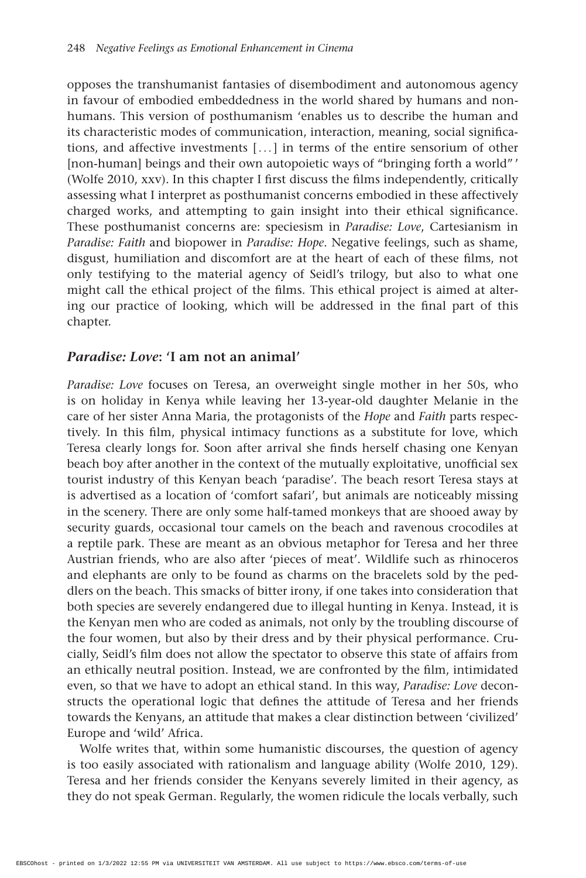opposes the transhumanist fantasies of disembodiment and autonomous agency in favour of embodied embeddedness in the world shared by humans and non-humans. This version of posthumanism 'enables us to describe the human and its characteristic modes of communication, interaction, meaning, social significations, and affective investments [...] in terms of the entire sensorium of other [non-human] beings and their own autopoietic ways of "bringing forth a world"' (Wolfe 2010, xxv). In this chapter I first discuss the films independently, critically assessing what I interpret as posthumanist concerns embodied in these affectively charged works, and attempting to gain insight into their ethical significance. These posthumanist concerns are: speciesism in *Paradise: Love*, Cartesianism in *Paradise: Faith* and biopower in *Paradise: Hope*. Negative feelings, such as shame, disgust, humiliation and discomfort are at the heart of each of these films, not only testifying to the material agency of Seidl's trilogy, but also to what one might call the ethical project of the films. This ethical project is aimed at altering our practice of looking, which will be addressed in the final part of this chapter.

## *Paradise: Love*: 'I am not an animal'

*Paradise: Love* focuses on Teresa, an overweight single mother in her 50s, who is on holiday in Kenya while leaving her 13-year-old daughter Melanie in the care of her sister Anna Maria, the protagonists of the *Hope* and *Faith* parts respectively. In this film, physical intimacy functions as a substitute for love, which Teresa clearly longs for. Soon after arrival she finds herself chasing one Kenyan beach boy after another in the context of the mutually exploitative, unofficial sex tourist industry of this Kenyan beach 'paradise'. The beach resort Teresa stays at is advertised as a location of 'comfort safari', but animals are noticeably missing in the scenery. There are only some half-tamed monkeys that are shooed away by security guards, occasional tour camels on the beach and ravenous crocodiles at a reptile park. These are meant as an obvious metaphor for Teresa and her three Austrian friends, who are also after 'pieces of meat'. Wildlife such as rhinoceros and elephants are only to be found as charms on the bracelets sold by the peddlers on the beach. This smacks of bitter irony, if one takes into consideration that both species are severely endangered due to illegal hunting in Kenya. Instead, it is the Kenyan men who are coded as animals, not only by the troubling discourse of the four women, but also by their dress and by their physical performance. Crucially, Seidl's film does not allow the spectator to observe this state of affairs from an ethically neutral position. Instead, we are confronted by the film, intimidated even, so that we have to adopt an ethical stand. In this way, *Paradise: Love* deconstructs the operational logic that defines the attitude of Teresa and her friends towards the Kenyans, an attitude that makes a clear distinction between 'civilized' Europe and 'wild' Africa.

Wolfe writes that, within some humanistic discourses, the question of agency is too easily associated with rationalism and language ability (Wolfe 2010, 129). Teresa and her friends consider the Kenyans severely limited in their agency, as they do not speak German. Regularly, the women ridicule the locals verbally, such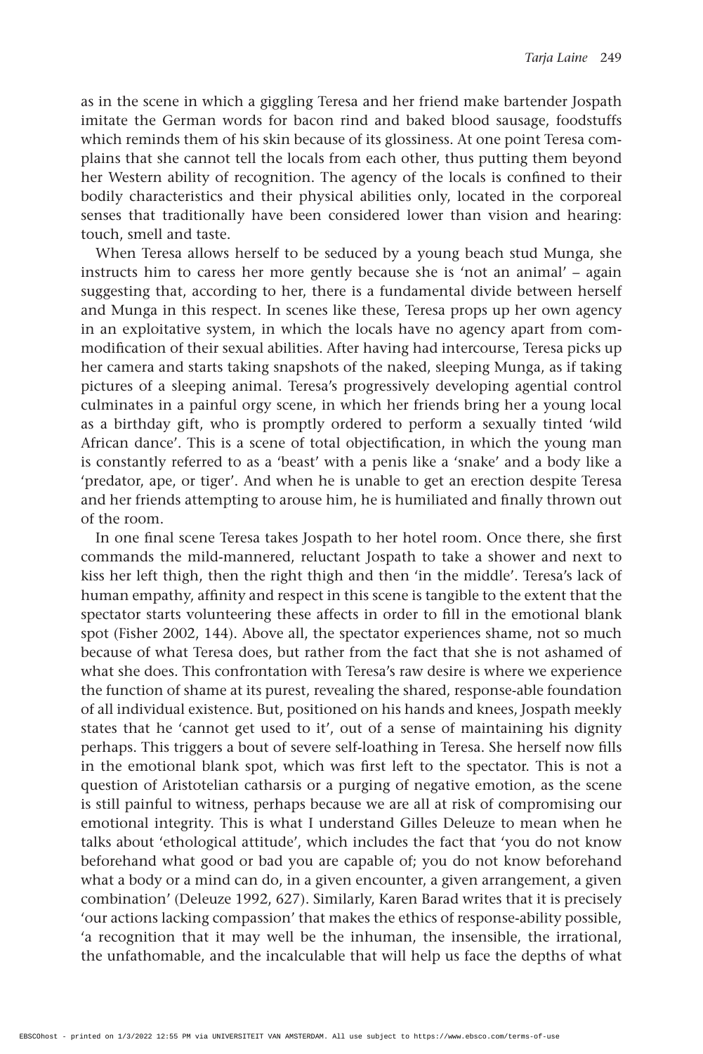as in the scene in which a giggling Teresa and her friend make bartender Jospath imitate the German words for bacon rind and baked blood sausage, foodstuffs which reminds them of his skin because of its glossiness. At one point Teresa complains that she cannot tell the locals from each other, thus putting them beyond her Western ability of recognition. The agency of the locals is confined to their bodily characteristics and their physical abilities only, located in the corporeal senses that traditionally have been considered lower than vision and hearing: touch, smell and taste.

When Teresa allows herself to be seduced by a young beach stud Munga, she instructs him to caress her more gently because she is 'not an animal' – again suggesting that, according to her, there is a fundamental divide between herself and Munga in this respect. In scenes like these, Teresa props up her own agency in an exploitative system, in which the locals have no agency apart from commodification of their sexual abilities. After having had intercourse, Teresa picks up her camera and starts taking snapshots of the naked, sleeping Munga, as if taking pictures of a sleeping animal. Teresa's progressively developing agential control culminates in a painful orgy scene, in which her friends bring her a young local as a birthday gift, who is promptly ordered to perform a sexually tinted 'wild African dance'. This is a scene of total objectification, in which the young man is constantly referred to as a 'beast' with a penis like a 'snake' and a body like a 'predator, ape, or tiger'. And when he is unable to get an erection despite Teresa and her friends attempting to arouse him, he is humiliated and finally thrown out of the room.

In one final scene Teresa takes Jospath to her hotel room. Once there, she first commands the mild-mannered, reluctant Jospath to take a shower and next to kiss her left thigh, then the right thigh and then 'in the middle'. Teresa's lack of human empathy, affinity and respect in this scene is tangible to the extent that the spectator starts volunteering these affects in order to fill in the emotional blank spot (Fisher 2002, 144). Above all, the spectator experiences shame, not so much because of what Teresa does, but rather from the fact that she is not ashamed of what she does. This confrontation with Teresa's raw desire is where we experience the function of shame at its purest, revealing the shared, response-able foundation of all individual existence. But, positioned on his hands and knees, Jospath meekly states that he 'cannot get used to it', out of a sense of maintaining his dignity perhaps. This triggers a bout of severe self-loathing in Teresa. She herself now fills in the emotional blank spot, which was first left to the spectator. This is not a question of Aristotelian catharsis or a purging of negative emotion, as the scene is still painful to witness, perhaps because we are all at risk of compromising our emotional integrity. This is what I understand Gilles Deleuze to mean when he talks about 'ethological attitude', which includes the fact that 'you do not know beforehand what good or bad you are capable of; you do not know beforehand what a body or a mind can do, in a given encounter, a given arrangement, a given combination' (Deleuze 1992, 627). Similarly, Karen Barad writes that it is precisely 'our actions lacking compassion' that makes the ethics of response-ability possible, 'a recognition that it may well be the inhuman, the insensible, the irrational, the unfathomable, and the incalculable that will help us face the depths of what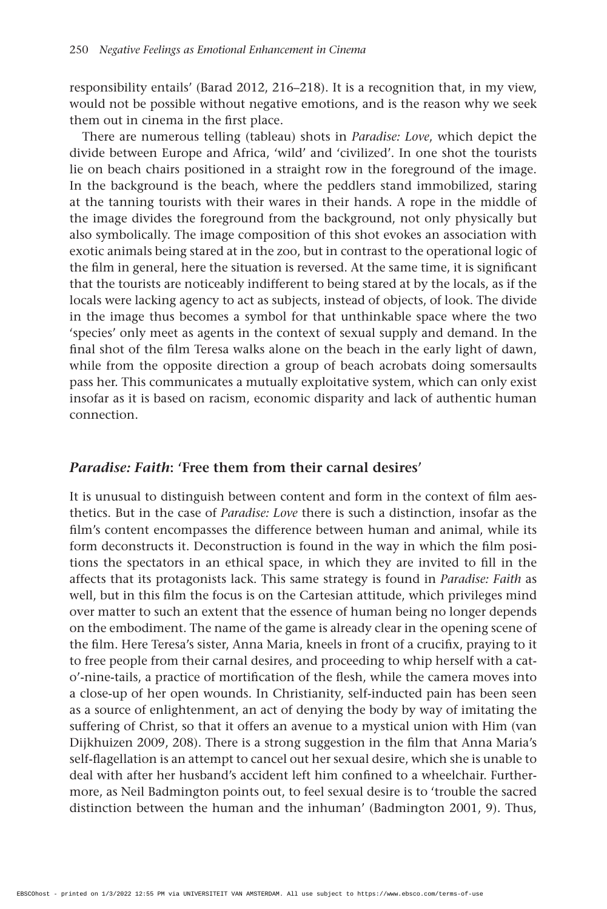responsibility entails' (Barad 2012, 216–218). It is a recognition that, in my view, would not be possible without negative emotions, and is the reason why we seek them out in cinema in the first place.

There are numerous telling (tableau) shots in *Paradise: Love*, which depict the divide between Europe and Africa, 'wild' and 'civilized'. In one shot the tourists lie on beach chairs positioned in a straight row in the foreground of the image. In the background is the beach, where the peddlers stand immobilized, staring at the tanning tourists with their wares in their hands. A rope in the middle of the image divides the foreground from the background, not only physically but also symbolically. The image composition of this shot evokes an association with exotic animals being stared at in the zoo, but in contrast to the operational logic of the film in general, here the situation is reversed. At the same time, it is significant that the tourists are noticeably indifferent to being stared at by the locals, as if the locals were lacking agency to act as subjects, instead of objects, of look. The divide in the image thus becomes a symbol for that unthinkable space where the two 'species' only meet as agents in the context of sexual supply and demand. In the final shot of the film Teresa walks alone on the beach in the early light of dawn, while from the opposite direction a group of beach acrobats doing somersaults pass her. This communicates a mutually exploitative system, which can only exist insofar as it is based on racism, economic disparity and lack of authentic human connection.

## *Paradise: Faith*: 'Free them from their carnal desires'

It is unusual to distinguish between content and form in the context of film aesthetics. But in the case of *Paradise: Love* there is such a distinction, insofar as the film's content encompasses the difference between human and animal, while its form deconstructs it. Deconstruction is found in the way in which the film positions the spectators in an ethical space, in which they are invited to fill in the affects that its protagonists lack. This same strategy is found in *Paradise: Faith* as well, but in this film the focus is on the Cartesian attitude, which privileges mind over matter to such an extent that the essence of human being no longer depends on the embodiment. The name of the game is already clear in the opening scene of the film. Here Teresa's sister, Anna Maria, kneels in front of a crucifix, praying to it to free people from their carnal desires, and proceeding to whip herself with a cat-o'-nine-tails, a practice of mortification of the flesh, while the camera moves into a close-up of her open wounds. In Christianity, self-inducted pain has been seen as a source of enlightenment, an act of denying the body by way of imitating the suffering of Christ, so that it offers an avenue to a mystical union with Him (van Dijkhuizen 2009, 208). There is a strong suggestion in the film that Anna Maria's self-flagellation is an attempt to cancel out her sexual desire, which she is unable to deal with after her husband's accident left him confined to a wheelchair. Furthermore, as Neil Badmington points out, to feel sexual desire is to 'trouble the sacred distinction between the human and the inhuman' (Badmington 2001, 9). Thus,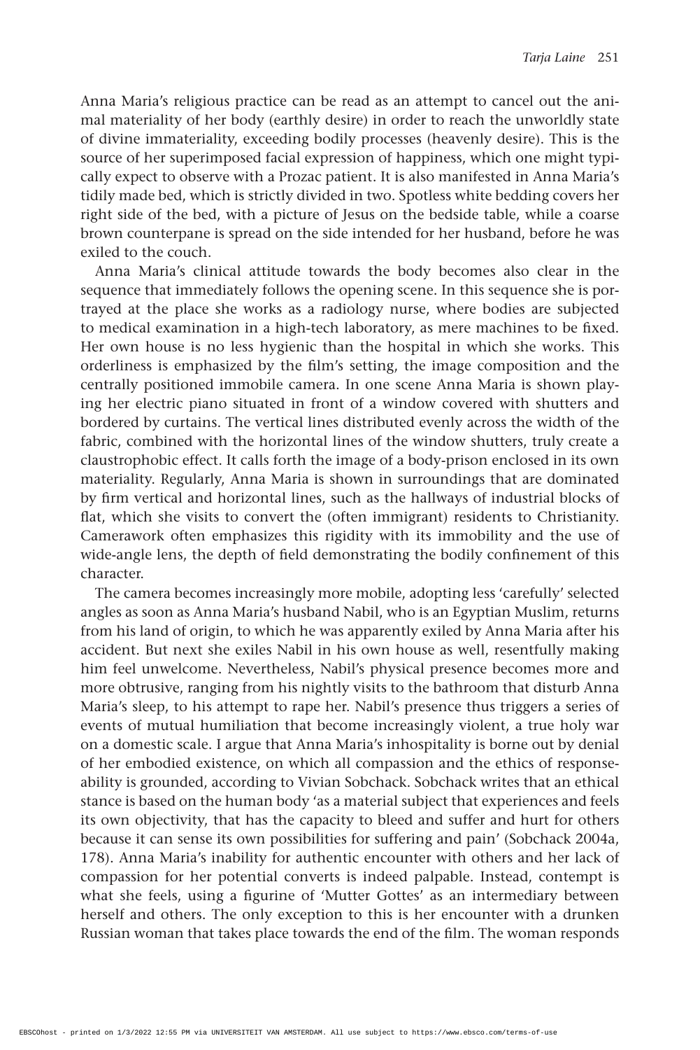Anna Maria's religious practice can be read as an attempt to cancel out the animal materiality of her body (earthly desire) in order to reach the unworldly state of divine immateriality, exceeding bodily processes (heavenly desire). This is the source of her superimposed facial expression of happiness, which one might typically expect to observe with a Prozac patient. It is also manifested in Anna Maria's tidily made bed, which is strictly divided in two. Spotless white bedding covers her right side of the bed, with a picture of Jesus on the bedside table, while a coarse brown counterpane is spread on the side intended for her husband, before he was exiled to the couch.

Anna Maria's clinical attitude towards the body becomes also clear in the sequence that immediately follows the opening scene. In this sequence she is portrayed at the place she works as a radiology nurse, where bodies are subjected to medical examination in a high-tech laboratory, as mere machines to be fixed. Her own house is no less hygienic than the hospital in which she works. This orderliness is emphasized by the film's setting, the image composition and the centrally positioned immobile camera. In one scene Anna Maria is shown playing her electric piano situated in front of a window covered with shutters and bordered by curtains. The vertical lines distributed evenly across the width of the fabric, combined with the horizontal lines of the window shutters, truly create a claustrophobic effect. It calls forth the image of a body-prison enclosed in its own materiality. Regularly, Anna Maria is shown in surroundings that are dominated by firm vertical and horizontal lines, such as the hallways of industrial blocks of flat, which she visits to convert the (often immigrant) residents to Christianity. Camerawork often emphasizes this rigidity with its immobility and the use of wide-angle lens, the depth of field demonstrating the bodily confinement of this character.

The camera becomes increasingly more mobile, adopting less 'carefully' selected angles as soon as Anna Maria's husband Nabil, who is an Egyptian Muslim, returns from his land of origin, to which he was apparently exiled by Anna Maria after his accident. But next she exiles Nabil in his own house as well, resentfully making him feel unwelcome. Nevertheless, Nabil's physical presence becomes more and more obtrusive, ranging from his nightly visits to the bathroom that disturb Anna Maria's sleep, to his attempt to rape her. Nabil's presence thus triggers a series of events of mutual humiliation that become increasingly violent, a true holy war on a domestic scale. I argue that Anna Maria's inhospitality is borne out by denial of her embodied existence, on which all compassion and the ethics of responseability is grounded, according to Vivian Sobchack. Sobchack writes that an ethical stance is based on the human body 'as a material subject that experiences and feels its own objectivity, that has the capacity to bleed and suffer and hurt for others because it can sense its own possibilities for suffering and pain' (Sobchack 2004a, 178). Anna Maria's inability for authentic encounter with others and her lack of compassion for her potential converts is indeed palpable. Instead, contempt is what she feels, using a figurine of 'Mutter Gottes' as an intermediary between herself and others. The only exception to this is her encounter with a drunken Russian woman that takes place towards the end of the film. The woman responds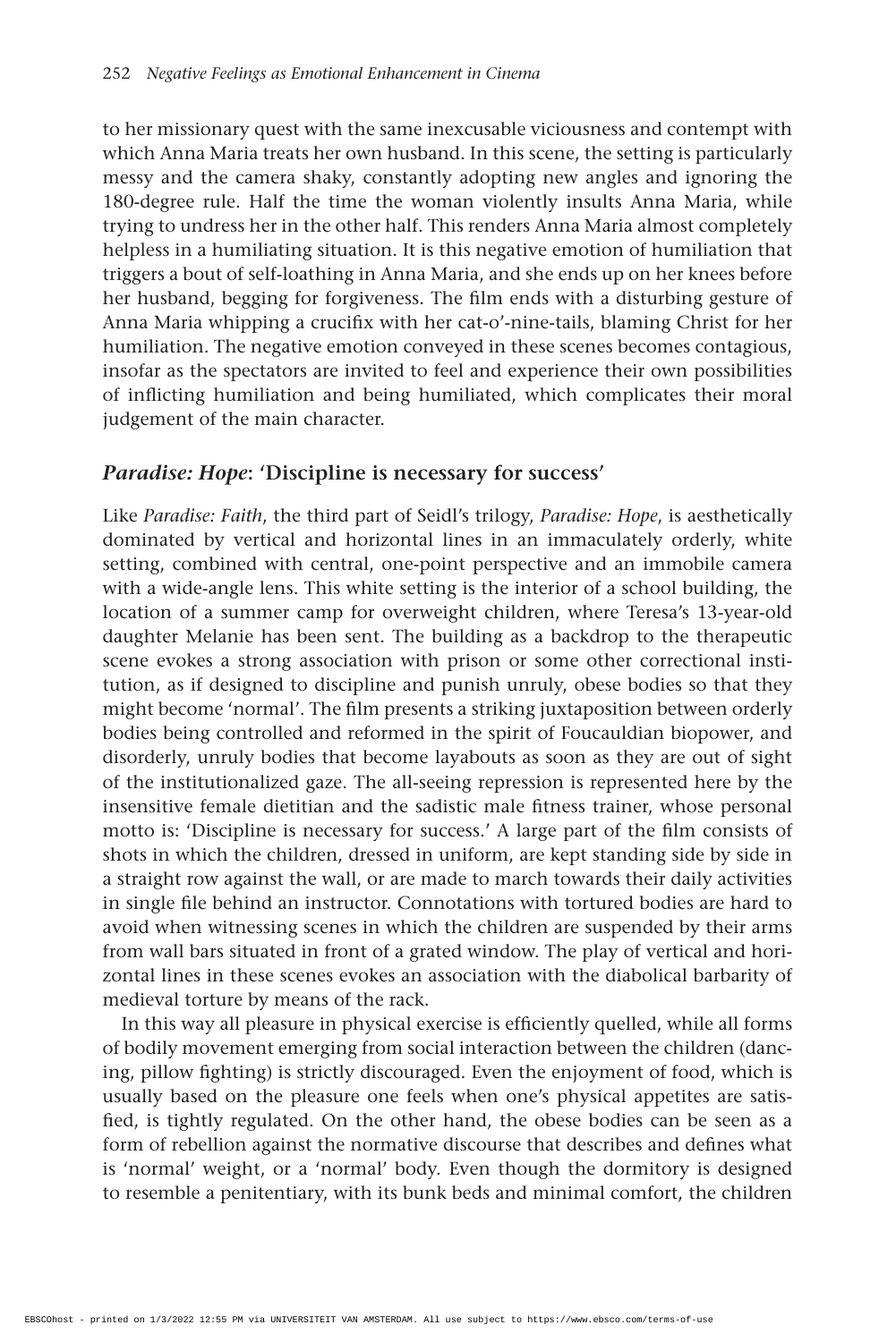to her missionary quest with the same inexcusable viciousness and contempt with which Anna Maria treats her own husband. In this scene, the setting is particularly messy and the camera shaky, constantly adopting new angles and ignoring the 180-degree rule. Half the time the woman violently insults Anna Maria, while trying to undress her in the other half. This renders Anna Maria almost completely helpless in a humiliating situation. It is this negative emotion of humiliation that triggers a bout of self-loathing in Anna Maria, and she ends up on her knees before her husband, begging for forgiveness. The film ends with a disturbing gesture of Anna Maria whipping a crucifix with her cat-o'-nine-tails, blaming Christ for her humiliation. The negative emotion conveyed in these scenes becomes contagious, insofar as the spectators are invited to feel and experience their own possibilities of inflicting humiliation and being humiliated, which complicates their moral judgement of the main character.

## *Paradise: Hope*: 'Discipline is necessary for success'

Like *Paradise: Faith*, the third part of Seidl's trilogy, *Paradise: Hope*, is aesthetically dominated by vertical and horizontal lines in an immaculately orderly, white setting, combined with central, one-point perspective and an immobile camera with a wide-angle lens. This white setting is the interior of a school building, the location of a summer camp for overweight children, where Teresa's 13-year-old daughter Melanie has been sent. The building as a backdrop to the therapeutic scene evokes a strong association with prison or some other correctional institution, as if designed to discipline and punish unruly, obese bodies so that they might become 'normal'. The film presents a striking juxtaposition between orderly bodies being controlled and reformed in the spirit of Foucauldian biopower, and disorderly, unruly bodies that become layabouts as soon as they are out of sight of the institutionalized gaze. The all-seeing repression is represented here by the insensitive female dietitian and the sadistic male fitness trainer, whose personal motto is: 'Discipline is necessary for success.' A large part of the film consists of shots in which the children, dressed in uniform, are kept standing side by side in a straight row against the wall, or are made to march towards their daily activities in single file behind an instructor. Connotations with tortured bodies are hard to avoid when witnessing scenes in which the children are suspended by their arms from wall bars situated in front of a grated window. The play of vertical and horizontal lines in these scenes evokes an association with the diabolical barbarity of medieval torture by means of the rack.

In this way all pleasure in physical exercise is efficiently quelled, while all forms of bodily movement emerging from social interaction between the children (dancing, pillow fighting) is strictly discouraged. Even the enjoyment of food, which is usually based on the pleasure one feels when one's physical appetites are satisfied, is tightly regulated. On the other hand, the obese bodies can be seen as a form of rebellion against the normative discourse that describes and defines what is 'normal' weight, or a 'normal' body. Even though the dormitory is designed to resemble a penitentiary, with its bunk beds and minimal comfort, the children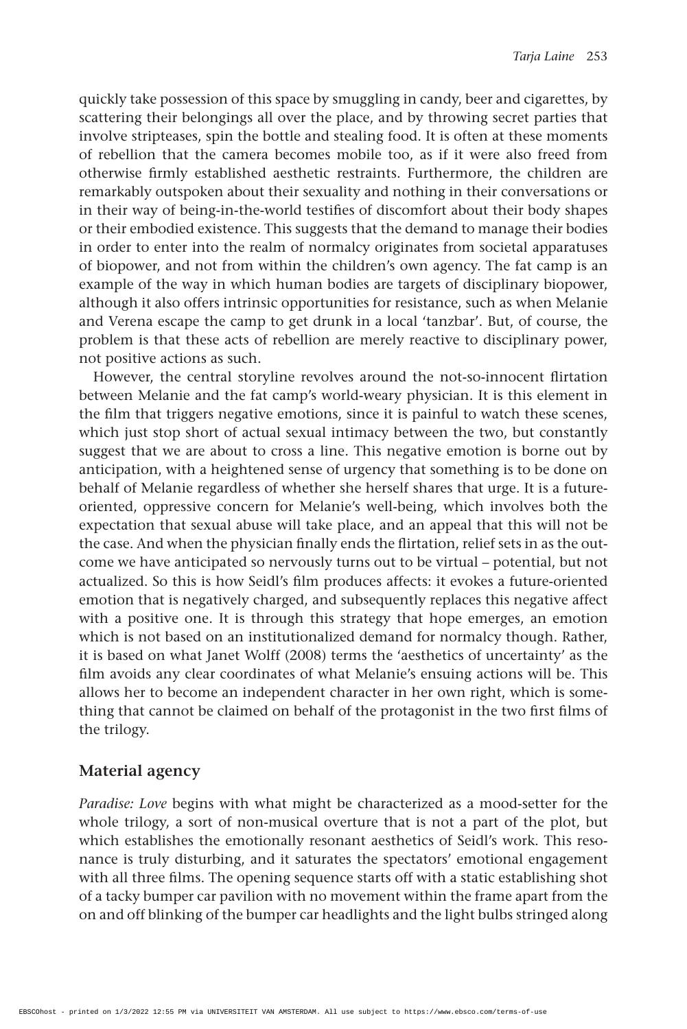quickly take possession of this space by smuggling in candy, beer and cigarettes, by scattering their belongings all over the place, and by throwing secret parties that involve stripteases, spin the bottle and stealing food. It is often at these moments of rebellion that the camera becomes mobile too, as if it were also freed from otherwise firmly established aesthetic restraints. Furthermore, the children are remarkably outspoken about their sexuality and nothing in their conversations or in their way of being-in-the-world testifies of discomfort about their body shapes or their embodied existence. This suggests that the demand to manage their bodies in order to enter into the realm of normalcy originates from societal apparatuses of biopower, and not from within the children's own agency. The fat camp is an example of the way in which human bodies are targets of disciplinary biopower, although it also offers intrinsic opportunities for resistance, such as when Melanie and Verena escape the camp to get drunk in a local 'tanzbar'. But, of course, the problem is that these acts of rebellion are merely reactive to disciplinary power, not positive actions as such.

However, the central storyline revolves around the not-so-innocent flirtation between Melanie and the fat camp's world-weary physician. It is this element in the film that triggers negative emotions, since it is painful to watch these scenes, which just stop short of actual sexual intimacy between the two, but constantly suggest that we are about to cross a line. This negative emotion is borne out by anticipation, with a heightened sense of urgency that something is to be done on behalf of Melanie regardless of whether she herself shares that urge. It is a future-oriented, oppressive concern for Melanie's well-being, which involves both the expectation that sexual abuse will take place, and an appeal that this will not be the case. And when the physician finally ends the flirtation, relief sets in as the outcome we have anticipated so nervously turns out to be virtual – potential, but not actualized. So this is how Seidl's film produces affects: it evokes a future-oriented emotion that is negatively charged, and subsequently replaces this negative affect with a positive one. It is through this strategy that hope emerges, an emotion which is not based on an institutionalized demand for normalcy though. Rather, it is based on what Janet Wolff (2008) terms the 'aesthetics of uncertainty' as the film avoids any clear coordinates of what Melanie's ensuing actions will be. This allows her to become an independent character in her own right, which is something that cannot be claimed on behalf of the protagonist in the two first films of the trilogy.

## Material agency

*Paradise: Love* begins with what might be characterized as a mood-setter for the whole trilogy, a sort of non-musical overture that is not a part of the plot, but which establishes the emotionally resonant aesthetics of Seidl's work. This resonance is truly disturbing, and it saturates the spectators' emotional engagement with all three films. The opening sequence starts off with a static establishing shot of a tacky bumper car pavilion with no movement within the frame apart from the on and off blinking of the bumper car headlights and the light bulbs stringed along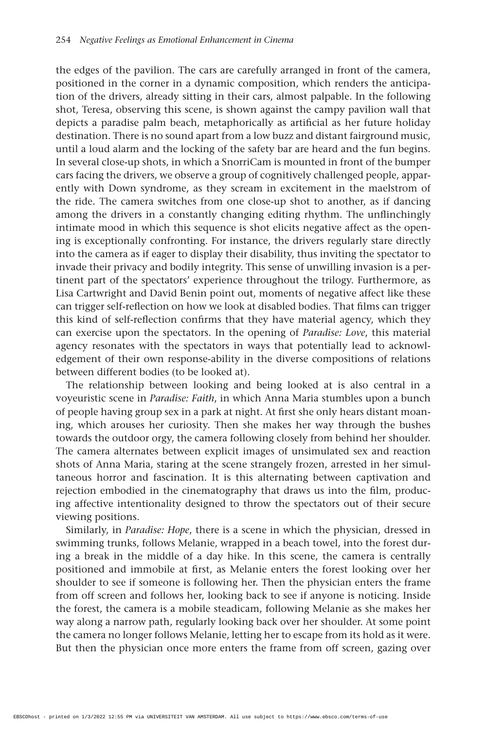the edges of the pavilion. The cars are carefully arranged in front of the camera, positioned in the corner in a dynamic composition, which renders the anticipation of the drivers, already sitting in their cars, almost palpable. In the following shot, Teresa, observing this scene, is shown against the campy pavilion wall that depicts a paradise palm beach, metaphorically as artificial as her future holiday destination. There is no sound apart from a low buzz and distant fairground music, until a loud alarm and the locking of the safety bar are heard and the fun begins. In several close-up shots, in which a SnorriCam is mounted in front of the bumper cars facing the drivers, we observe a group of cognitively challenged people, apparently with Down syndrome, as they scream in excitement in the maelstrom of the ride. The camera switches from one close-up shot to another, as if dancing among the drivers in a constantly changing editing rhythm. The unflinchingly intimate mood in which this sequence is shot elicits negative affect as the opening is exceptionally confronting. For instance, the drivers regularly stare directly into the camera as if eager to display their disability, thus inviting the spectator to invade their privacy and bodily integrity. This sense of unwilling invasion is a pertinent part of the spectators' experience throughout the trilogy. Furthermore, as Lisa Cartwright and David Benin point out, moments of negative affect like these can trigger self-reflection on how we look at disabled bodies. That films can trigger this kind of self-reflection confirms that they have material agency, which they can exercise upon the spectators. In the opening of *Paradise: Love*, this material agency resonates with the spectators in ways that potentially lead to acknowledgement of their own response-ability in the diverse compositions of relations between different bodies (to be looked at).

The relationship between looking and being looked at is also central in a voyeuristic scene in *Paradise: Faith*, in which Anna Maria stumbles upon a bunch of people having group sex in a park at night. At first she only hears distant moaning, which arouses her curiosity. Then she makes her way through the bushes towards the outdoor orgy, the camera following closely from behind her shoulder. The camera alternates between explicit images of unsimulated sex and reaction shots of Anna Maria, staring at the scene strangely frozen, arrested in her simultaneous horror and fascination. It is this alternating between captivation and rejection embodied in the cinematography that draws us into the film, producing affective intentionality designed to throw the spectators out of their secure viewing positions.

Similarly, in *Paradise: Hope*, there is a scene in which the physician, dressed in swimming trunks, follows Melanie, wrapped in a beach towel, into the forest during a break in the middle of a day hike. In this scene, the camera is centrally positioned and immobile at first, as Melanie enters the forest looking over her shoulder to see if someone is following her. Then the physician enters the frame from off screen and follows her, looking back to see if anyone is noticing. Inside the forest, the camera is a mobile steadicam, following Melanie as she makes her way along a narrow path, regularly looking back over her shoulder. At some point the camera no longer follows Melanie, letting her to escape from its hold as it were. But then the physician once more enters the frame from off screen, gazing over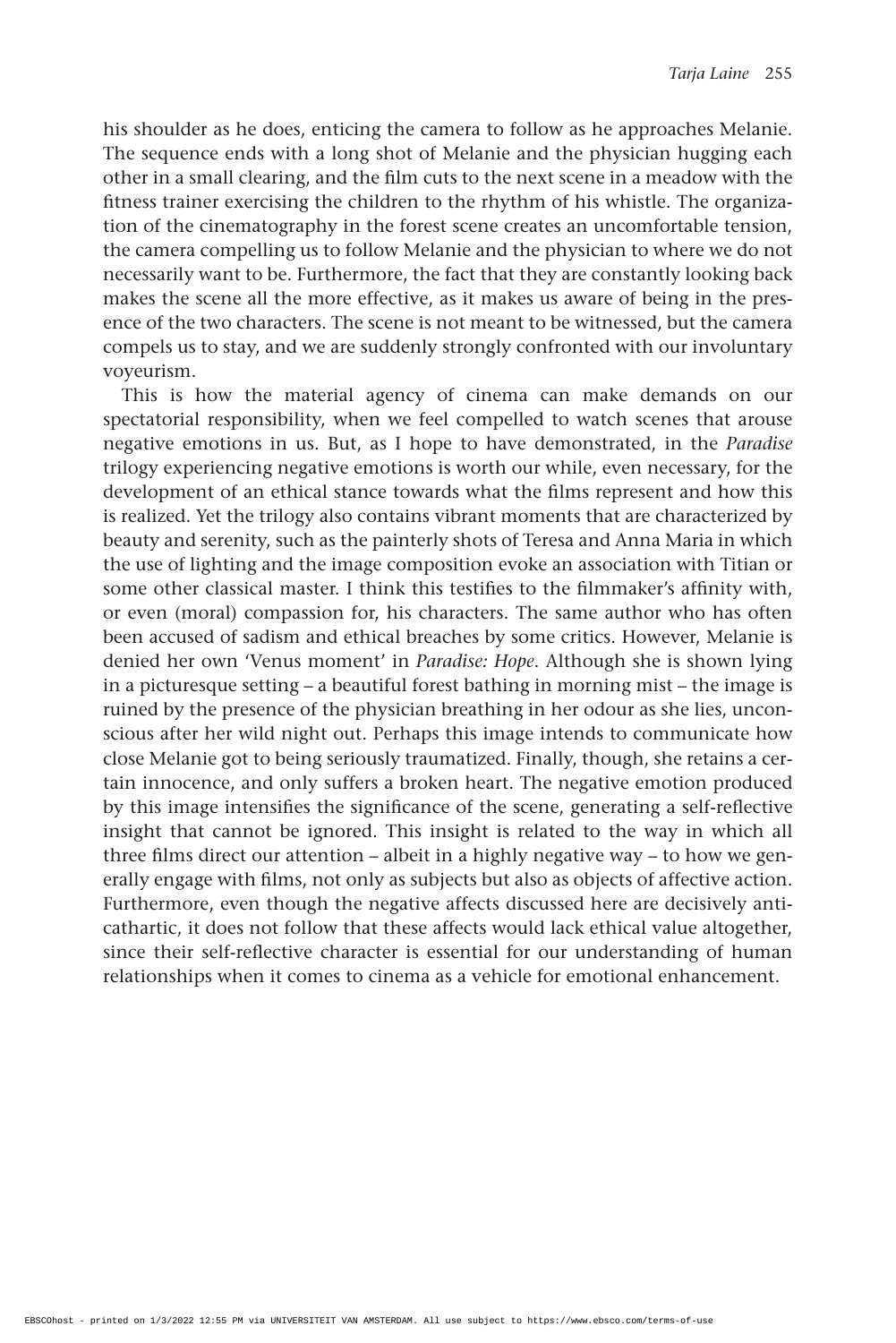his shoulder as he does, enticing the camera to follow as he approaches Melanie. The sequence ends with a long shot of Melanie and the physician hugging each other in a small clearing, and the film cuts to the next scene in a meadow with the fitness trainer exercising the children to the rhythm of his whistle. The organization of the cinematography in the forest scene creates an uncomfortable tension, the camera compelling us to follow Melanie and the physician to where we do not necessarily want to be. Furthermore, the fact that they are constantly looking back makes the scene all the more effective, as it makes us aware of being in the presence of the two characters. The scene is not meant to be witnessed, but the camera compels us to stay, and we are suddenly strongly confronted with our involuntary voyeurism.

This is how the material agency of cinema can make demands on our spectatorial responsibility, when we feel compelled to watch scenes that arouse negative emotions in us. But, as I hope to have demonstrated, in the *Paradise* trilogy experiencing negative emotions is worth our while, even necessary, for the development of an ethical stance towards what the films represent and how this is realized. Yet the trilogy also contains vibrant moments that are characterized by beauty and serenity, such as the painterly shots of Teresa and Anna Maria in which the use of lighting and the image composition evoke an association with Titian or some other classical master. I think this testifies to the filmmaker's affinity with, or even (moral) compassion for, his characters. The same author who has often been accused of sadism and ethical breaches by some critics. However, Melanie is denied her own 'Venus moment' in *Paradise: Hope*. Although she is shown lying in a picturesque setting – a beautiful forest bathing in morning mist – the image is ruined by the presence of the physician breathing in her odour as she lies, unconscious after her wild night out. Perhaps this image intends to communicate how close Melanie got to being seriously traumatized. Finally, though, she retains a certain innocence, and only suffers a broken heart. The negative emotion produced by this image intensifies the significance of the scene, generating a self-reflective insight that cannot be ignored. This insight is related to the way in which all three films direct our attention – albeit in a highly negative way – to how we generally engage with films, not only as subjects but also as objects of affective action. Furthermore, even though the negative affects discussed here are decisively anti-cathartic, it does not follow that these affects would lack ethical value altogether, since their self-reflective character is essential for our understanding of human relationships when it comes to cinema as a vehicle for emotional enhancement.